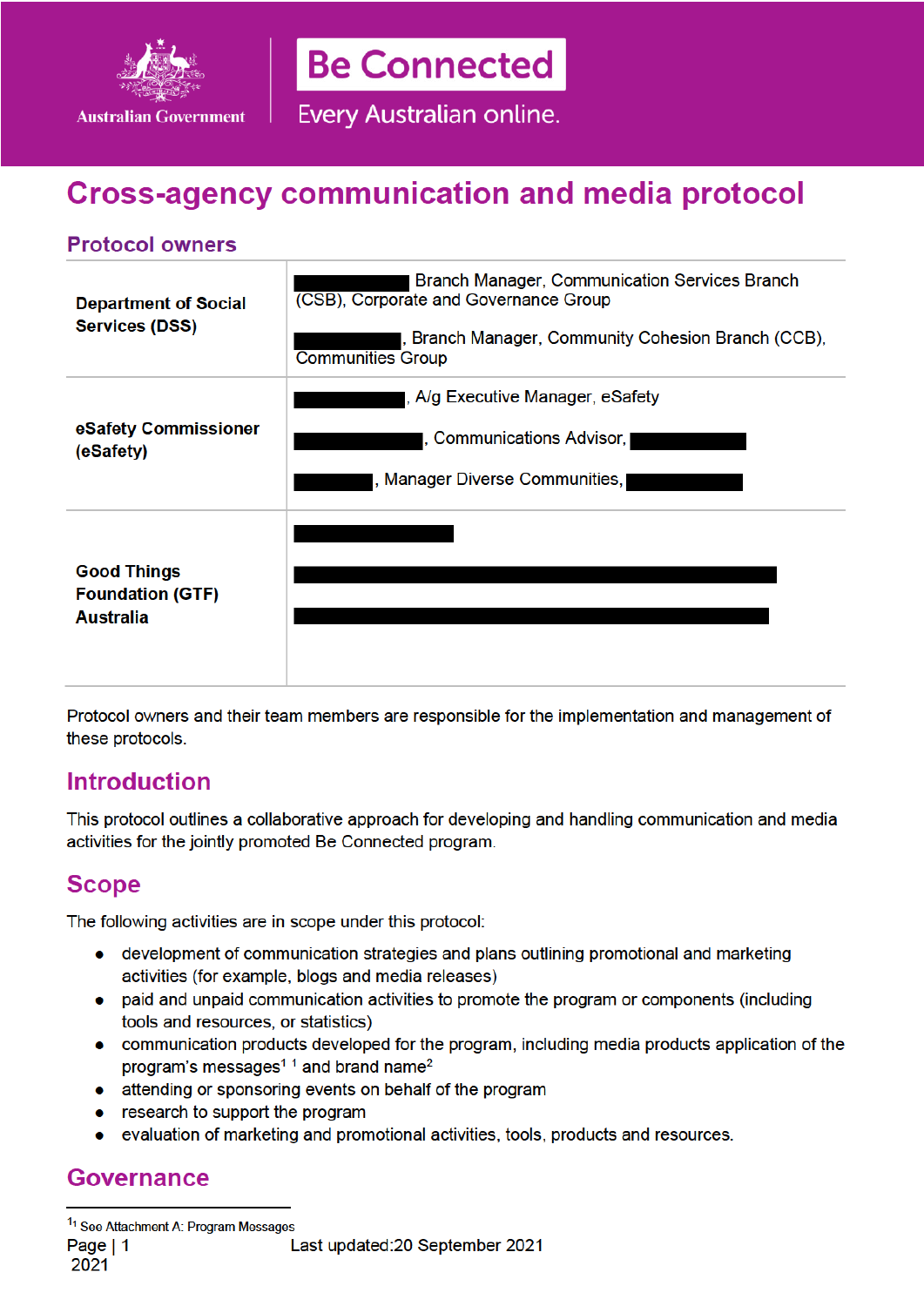Australian Government

Be Connected

Every Australian online.

# Cross-agency communication and media protocol

## Protocol owners

| | |
|---|---|
| **Department of Social Services (DSS)** | ████████, Branch Manager, Communication Services Branch (CSB), Corporate and Governance Group<br><br>████████, Branch Manager, Community Cohesion Branch (CCB), Communities Group |
| **eSafety Commissioner (eSafety)** | ████████, A/g Executive Manager, eSafety<br><br>████████, Communications Advisor, ████████<br><br>████████, Manager Diverse Communities, ████████ |
| **Good Things Foundation (GTF) Australia** | ████████<br><br>████████<br><br>████████ |

Protocol owners and their team members are responsible for the implementation and management of these protocols.

## Introduction

This protocol outlines a collaborative approach for developing and handling communication and media activities for the jointly promoted Be Connected program.

## Scope

The following activities are in scope under this protocol:

- development of communication strategies and plans outlining promotional and marketing activities (for example, blogs and media releases)
- paid and unpaid communication activities to promote the program or components (including tools and resources, or statistics)
- communication products developed for the program, including media products application of the program's messages[1] [1] and brand name[2]
- attending or sponsoring events on behalf of the program
- research to support the program
- evaluation of marketing and promotional activities, tools, products and resources.

## Governance

[1][1] See Attachment A: Program Messages

Last updated:20 September 2021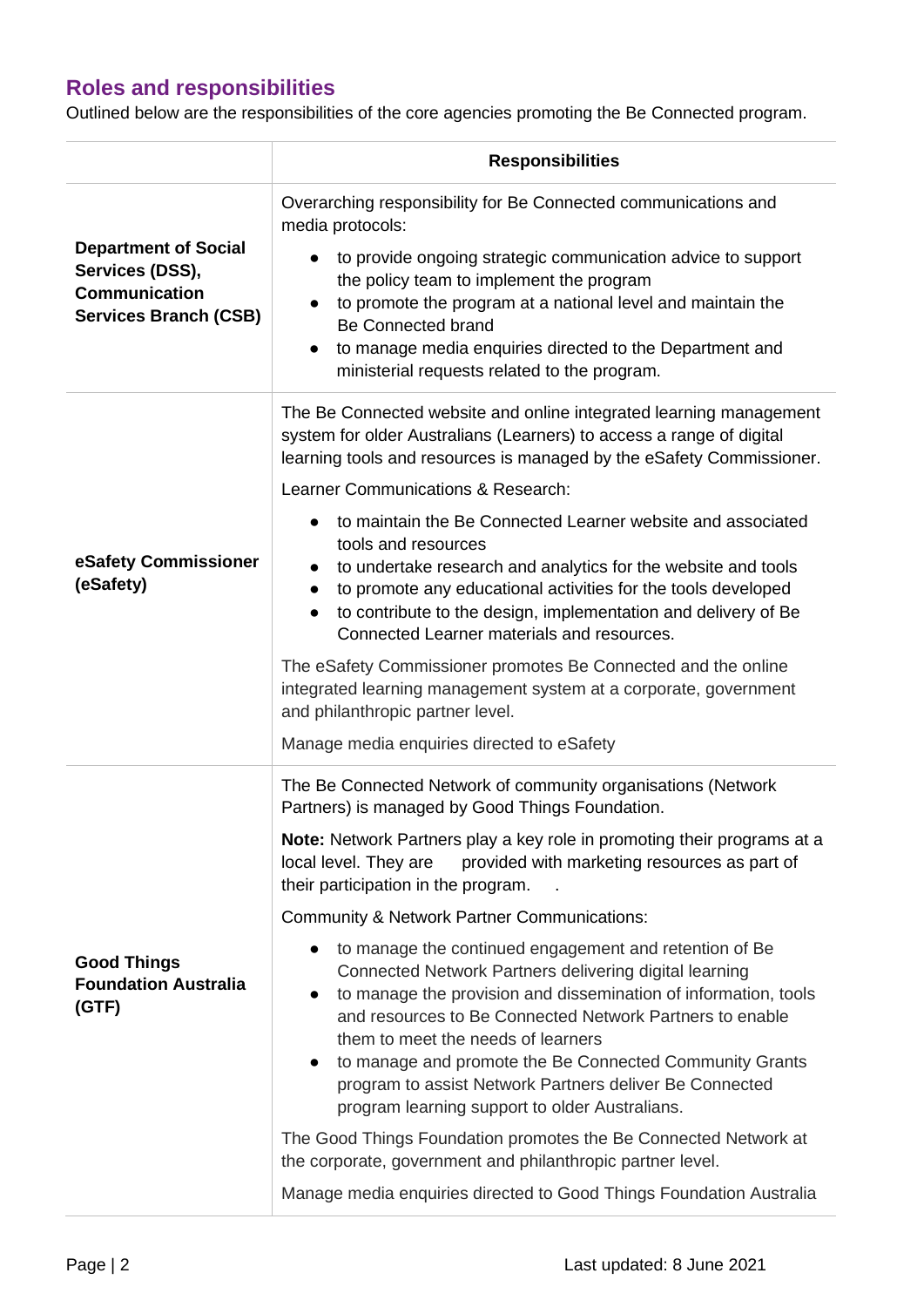## Roles and responsibilities

Outlined below are the responsibilities of the core agencies promoting the Be Connected program.

| | Responsibilities |
|---|---|
| **Department of Social Services (DSS), Communication Services Branch (CSB)** | Overarching responsibility for Be Connected communications and media protocols:<br>• to provide ongoing strategic communication advice to support the policy team to implement the program<br>• to promote the program at a national level and maintain the Be Connected brand<br>• to manage media enquiries directed to the Department and ministerial requests related to the program. |
| **eSafety Commissioner (eSafety)** | The Be Connected website and online integrated learning management system for older Australians (Learners) to access a range of digital learning tools and resources is managed by the eSafety Commissioner.<br>Learner Communications & Research:<br>• to maintain the Be Connected Learner website and associated tools and resources<br>• to undertake research and analytics for the website and tools<br>• to promote any educational activities for the tools developed<br>• to contribute to the design, implementation and delivery of Be Connected Learner materials and resources.<br>The eSafety Commissioner promotes Be Connected and the online integrated learning management system at a corporate, government and philanthropic partner level.<br>Manage media enquiries directed to eSafety |
| **Good Things Foundation Australia (GTF)** | The Be Connected Network of community organisations (Network Partners) is managed by Good Things Foundation.<br>**Note:** Network Partners play a key role in promoting their programs at a local level. They are provided with marketing resources as part of their participation in the program. .<br>Community & Network Partner Communications:<br>• to manage the continued engagement and retention of Be Connected Network Partners delivering digital learning<br>• to manage the provision and dissemination of information, tools and resources to Be Connected Network Partners to enable them to meet the needs of learners<br>• to manage and promote the Be Connected Community Grants program to assist Network Partners deliver Be Connected program learning support to older Australians.<br>The Good Things Foundation promotes the Be Connected Network at the corporate, government and philanthropic partner level.<br>Manage media enquiries directed to Good Things Foundation Australia |

Last updated: 8 June 2021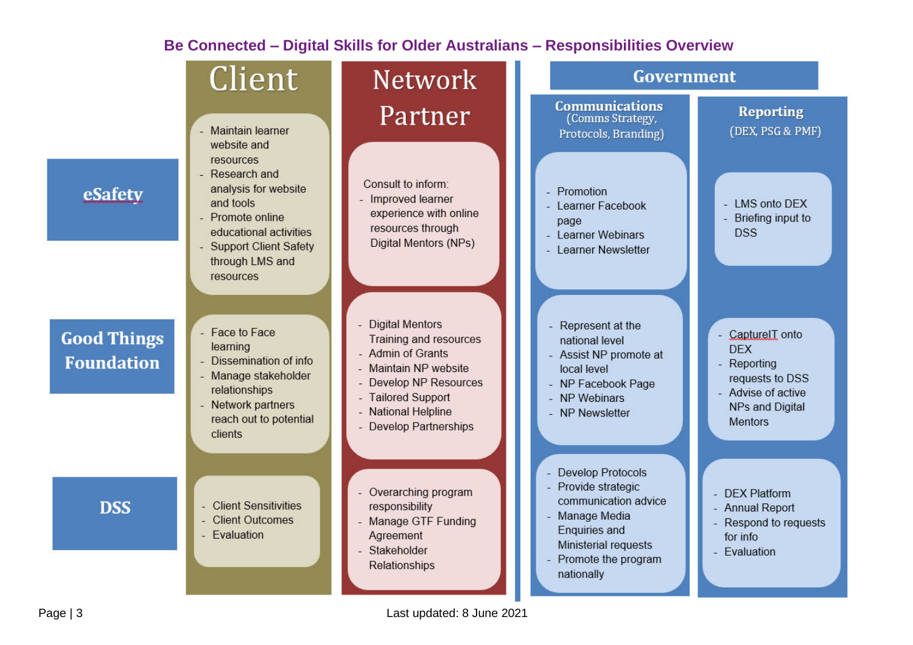# Be Connected – Digital Skills for Older Australians – Responsibilities Overview

| | Client | Network Partner | Government: Communications (Comms Strategy, Protocols, Branding) | Government: Reporting (DEX, PSG & PMF) |
|---|---|---|---|---|
| **eSafety** | - Maintain learner website and resources<br>- Research and analysis for website and tools<br>- Promote online educational activities<br>- Support Client Safety through LMS and resources | Consult to inform:<br>- Improved learner experience with online resources through Digital Mentors (NPs) | - Promotion<br>- Learner Facebook page<br>- Learner Webinars<br>- Learner Newsletter | - LMS onto DEX<br>- Briefing input to DSS |
| **Good Things Foundation** | - Face to Face learning<br>- Dissemination of info<br>- Manage stakeholder relationships<br>- Network partners reach out to potential clients | - Digital Mentors Training and resources<br>- Admin of Grants<br>- Maintain NP website<br>- Develop NP Resources<br>- Tailored Support<br>- National Helpline<br>- Develop Partnerships | - Represent at the national level<br>- Assist NP promote at local level<br>- NP Facebook Page<br>- NP Webinars<br>- NP Newsletter | - CaptureIT onto DEX<br>- Reporting requests to DSS<br>- Advise of active NPs and Digital Mentors |
| **DSS** | - Client Sensitivities<br>- Client Outcomes<br>- Evaluation | - Overarching program responsibility<br>- Manage GTF Funding Agreement<br>- Stakeholder Relationships | - Develop Protocols<br>- Provide strategic communication advice<br>- Manage Media Enquiries and Ministerial requests<br>- Promote the program nationally | - DEX Platform<br>- Annual Report<br>- Respond to requests for info<br>- Evaluation |

Last updated: 8 June 2021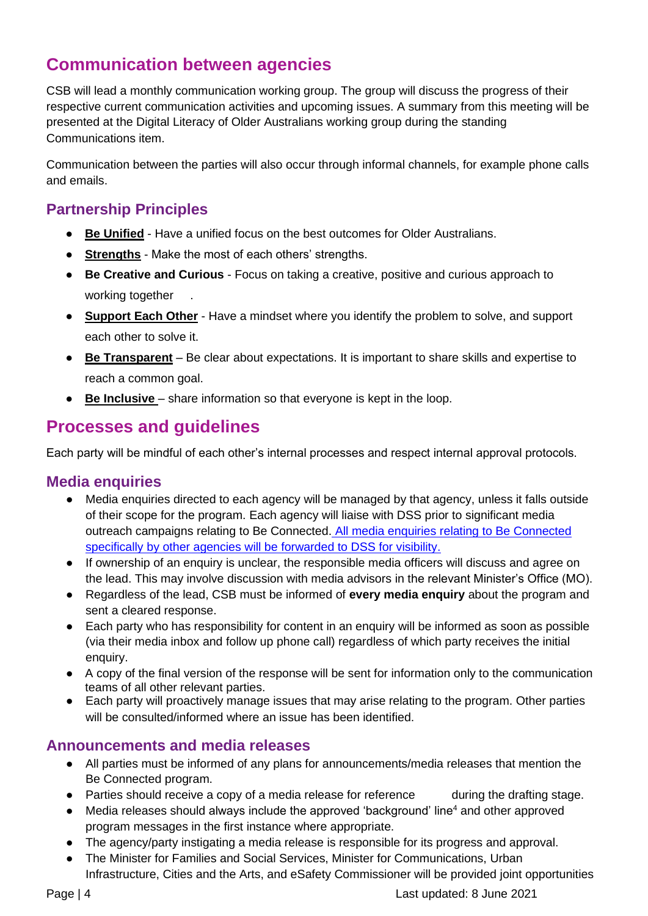## Communication between agencies

CSB will lead a monthly communication working group. The group will discuss the progress of their respective current communication activities and upcoming issues. A summary from this meeting will be presented at the Digital Literacy of Older Australians working group during the standing Communications item.

Communication between the parties will also occur through informal channels, for example phone calls and emails.

### Partnership Principles

- **Be Unified** - Have a unified focus on the best outcomes for Older Australians.
- **Strengths** - Make the most of each others' strengths.
- **Be Creative and Curious** - Focus on taking a creative, positive and curious approach to working together .
- **Support Each Other** - Have a mindset where you identify the problem to solve, and support each other to solve it.
- **Be Transparent** – Be clear about expectations. It is important to share skills and expertise to reach a common goal.
- **Be Inclusive** – share information so that everyone is kept in the loop.

## Processes and guidelines

Each party will be mindful of each other's internal processes and respect internal approval protocols.

### Media enquiries

- Media enquiries directed to each agency will be managed by that agency, unless it falls outside of their scope for the program. Each agency will liaise with DSS prior to significant media outreach campaigns relating to Be Connected. All media enquiries relating to Be Connected specifically by other agencies will be forwarded to DSS for visibility.
- If ownership of an enquiry is unclear, the responsible media officers will discuss and agree on the lead. This may involve discussion with media advisors in the relevant Minister's Office (MO).
- Regardless of the lead, CSB must be informed of **every media enquiry** about the program and sent a cleared response.
- Each party who has responsibility for content in an enquiry will be informed as soon as possible (via their media inbox and follow up phone call) regardless of which party receives the initial enquiry.
- A copy of the final version of the response will be sent for information only to the communication teams of all other relevant parties.
- Each party will proactively manage issues that may arise relating to the program. Other parties will be consulted/informed where an issue has been identified.

### Announcements and media releases

- All parties must be informed of any plans for announcements/media releases that mention the Be Connected program.
- Parties should receive a copy of a media release for reference during the drafting stage.
- Media releases should always include the approved 'background' line[4] and other approved program messages in the first instance where appropriate.
- The agency/party instigating a media release is responsible for its progress and approval.
- The Minister for Families and Social Services, Minister for Communications, Urban Infrastructure, Cities and the Arts, and eSafety Commissioner will be provided joint opportunities

Last updated: 8 June 2021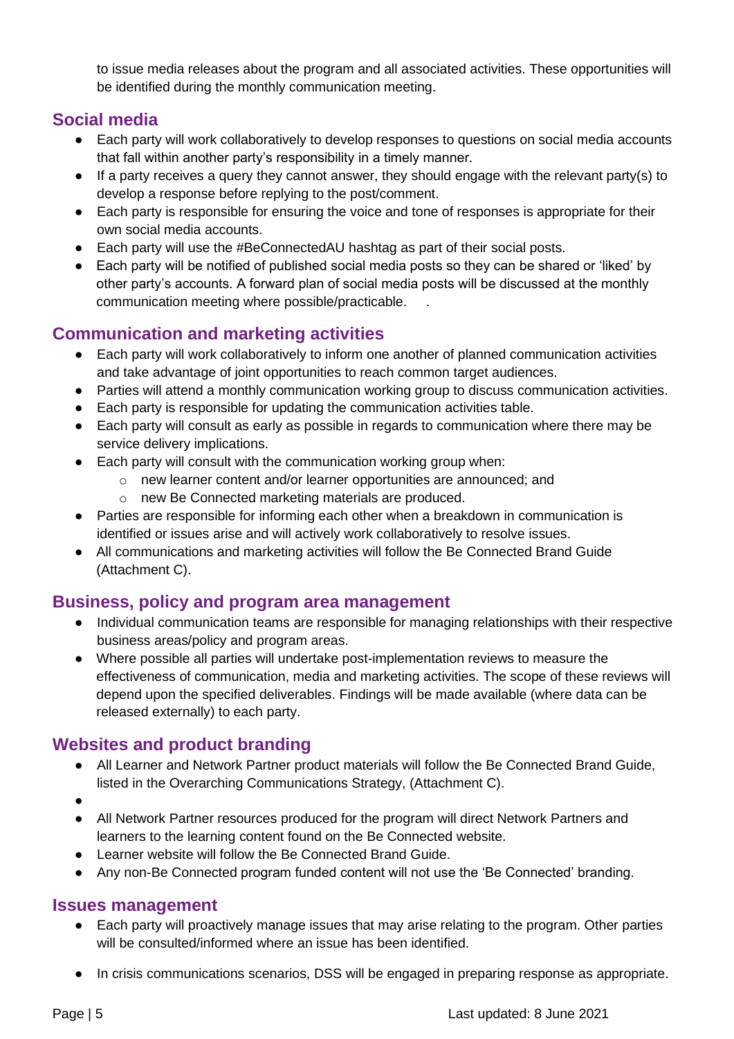to issue media releases about the program and all associated activities. These opportunities will be identified during the monthly communication meeting.

## Social media

- Each party will work collaboratively to develop responses to questions on social media accounts that fall within another party's responsibility in a timely manner.
- If a party receives a query they cannot answer, they should engage with the relevant party(s) to develop a response before replying to the post/comment.
- Each party is responsible for ensuring the voice and tone of responses is appropriate for their own social media accounts.
- Each party will use the #BeConnectedAU hashtag as part of their social posts.
- Each party will be notified of published social media posts so they can be shared or 'liked' by other party's accounts. A forward plan of social media posts will be discussed at the monthly communication meeting where possible/practicable. .

## Communication and marketing activities

- Each party will work collaboratively to inform one another of planned communication activities and take advantage of joint opportunities to reach common target audiences.
- Parties will attend a monthly communication working group to discuss communication activities.
- Each party is responsible for updating the communication activities table.
- Each party will consult as early as possible in regards to communication where there may be service delivery implications.
- Each party will consult with the communication working group when:
  - new learner content and/or learner opportunities are announced; and
  - new Be Connected marketing materials are produced.
- Parties are responsible for informing each other when a breakdown in communication is identified or issues arise and will actively work collaboratively to resolve issues.
- All communications and marketing activities will follow the Be Connected Brand Guide (Attachment C).

## Business, policy and program area management

- Individual communication teams are responsible for managing relationships with their respective business areas/policy and program areas.
- Where possible all parties will undertake post-implementation reviews to measure the effectiveness of communication, media and marketing activities. The scope of these reviews will depend upon the specified deliverables. Findings will be made available (where data can be released externally) to each party.

## Websites and product branding

- All Learner and Network Partner product materials will follow the Be Connected Brand Guide, listed in the Overarching Communications Strategy, (Attachment C).
- 
- All Network Partner resources produced for the program will direct Network Partners and learners to the learning content found on the Be Connected website.
- Learner website will follow the Be Connected Brand Guide.
- Any non-Be Connected program funded content will not use the 'Be Connected' branding.

## Issues management

- Each party will proactively manage issues that may arise relating to the program. Other parties will be consulted/informed where an issue has been identified.
- In crisis communications scenarios, DSS will be engaged in preparing response as appropriate.

Last updated: 8 June 2021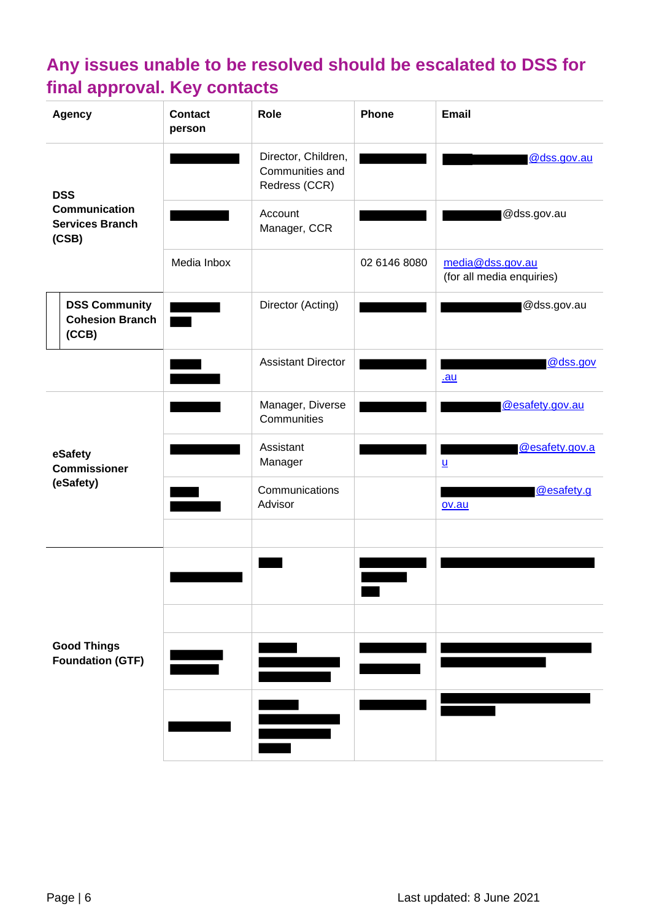## Any issues unable to be resolved should be escalated to DSS for final approval. Key contacts

| Agency | Contact person | Role | Phone | Email |
|---|---|---|---|---|
| DSS Communication Services Branch (CSB) | | Director, Children, Communities and Redress (CCR) | | @dss.gov.au |
| | | Account Manager, CCR | | @dss.gov.au |
| | Media Inbox | | 02 6146 8080 | media@dss.gov.au (for all media enquiries) |
| DSS Community Cohesion Branch (CCB) | | Director (Acting) | | @dss.gov.au |
| | | Assistant Director | | @dss.gov.au |
| eSafety Commissioner (eSafety) | | Manager, Diverse Communities | | @esafety.gov.au |
| | | Assistant Manager | | @esafety.gov.au |
| | | Communications Advisor | | @esafety.gov.au |
| | | | | |
| Good Things Foundation (GTF) | | | | |
| | | | | |
| | | | | |
| | | | | |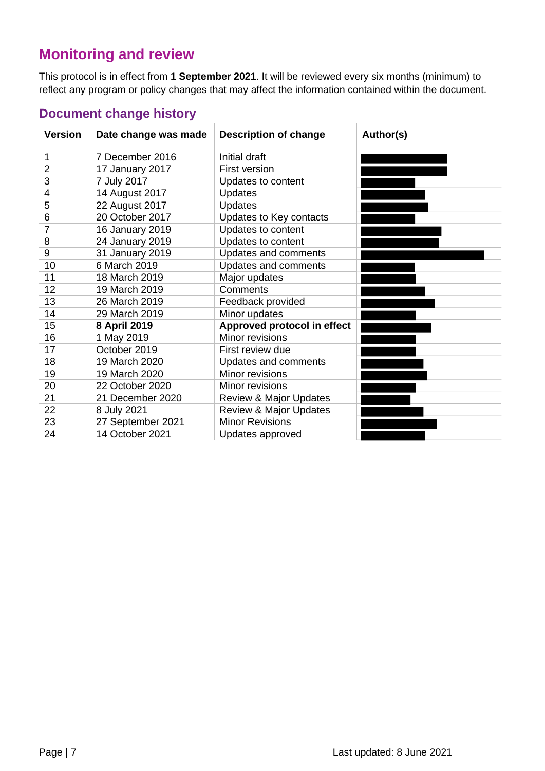## Monitoring and review

This protocol is in effect from **1 September 2021**. It will be reviewed every six months (minimum) to reflect any program or policy changes that may affect the information contained within the document.

### Document change history

| Version | Date change was made | Description of change | Author(s) |
|---|---|---|---|
| 1 | 7 December 2016 | Initial draft | |
| 2 | 17 January 2017 | First version | |
| 3 | 7 July 2017 | Updates to content | |
| 4 | 14 August 2017 | Updates | |
| 5 | 22 August 2017 | Updates | |
| 6 | 20 October 2017 | Updates to Key contacts | |
| 7 | 16 January 2019 | Updates to content | |
| 8 | 24 January 2019 | Updates to content | |
| 9 | 31 January 2019 | Updates and comments | |
| 10 | 6 March 2019 | Updates and comments | |
| 11 | 18 March 2019 | Major updates | |
| 12 | 19 March 2019 | Comments | |
| 13 | 26 March 2019 | Feedback provided | |
| 14 | 29 March 2019 | Minor updates | |
| 15 | **8 April 2019** | **Approved protocol in effect** | |
| 16 | 1 May 2019 | Minor revisions | |
| 17 | October 2019 | First review due | |
| 18 | 19 March 2020 | Updates and comments | |
| 19 | 19 March 2020 | Minor revisions | |
| 20 | 22 October 2020 | Minor revisions | |
| 21 | 21 December 2020 | Review & Major Updates | |
| 22 | 8 July 2021 | Review & Major Updates | |
| 23 | 27 September 2021 | Minor Revisions | |
| 24 | 14 October 2021 | Updates approved | |